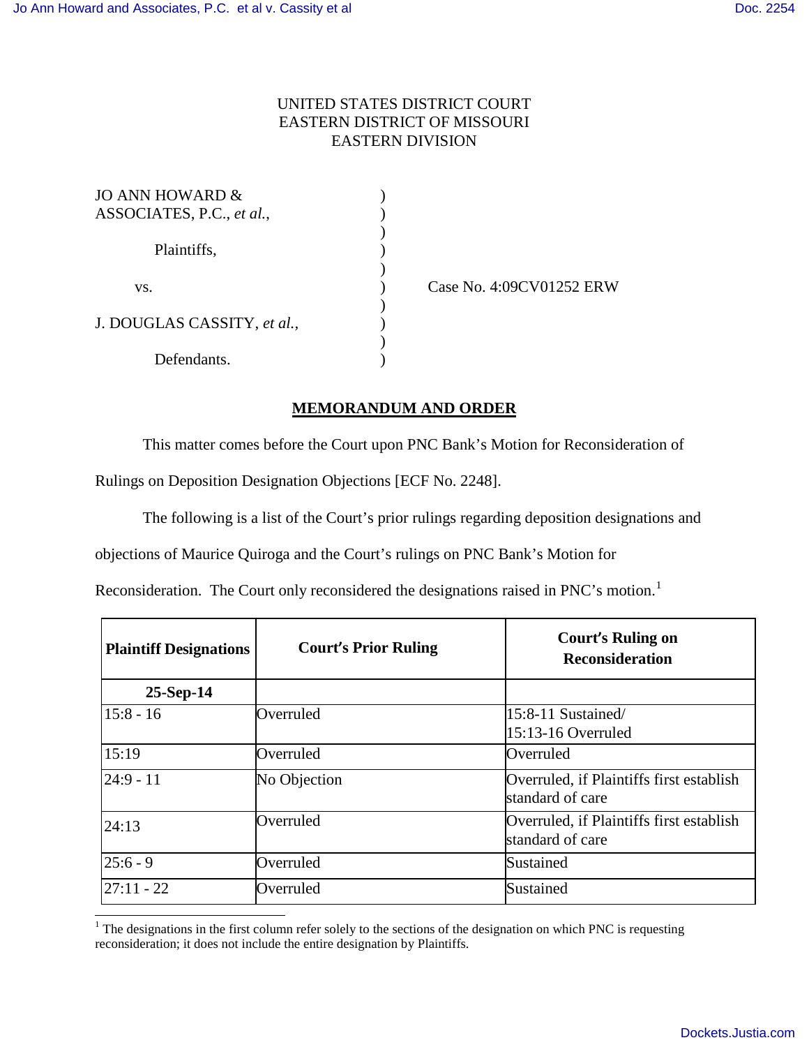UNITED STATES DISTRICT COURT
EASTERN DISTRICT OF MISSOURI
EASTERN DIVISION

| | | |
|---|---|---|
| JO ANN HOWARD & ASSOCIATES, P.C., *et al.*, | ) | |
| Plaintiffs, | ) | |
| vs. | ) | Case No. 4:09CV01252 ERW |
| J. DOUGLAS CASSITY, *et al.*, | ) | |
| Defendants. | ) | |

## MEMORANDUM AND ORDER

This matter comes before the Court upon PNC Bank's Motion for Reconsideration of Rulings on Deposition Designation Objections [ECF No. 2248].

The following is a list of the Court's prior rulings regarding deposition designations and objections of Maurice Quiroga and the Court's rulings on PNC Bank's Motion for Reconsideration. The Court only reconsidered the designations raised in PNC's motion.[1]

| Plaintiff Designations | Court's Prior Ruling | Court's Ruling on Reconsideration |
|---|---|---|
| **25-Sep-14** | | |
| 15:8 - 16 | Overruled | 15:8-11 Sustained/ 15:13-16 Overruled |
| 15:19 | Overruled | Overruled |
| 24:9 - 11 | No Objection | Overruled, if Plaintiffs first establish standard of care |
| 24:13 | Overruled | Overruled, if Plaintiffs first establish standard of care |
| 25:6 - 9 | Overruled | Sustained |
| 27:11 - 22 | Overruled | Sustained |

[1] The designations in the first column refer solely to the sections of the designation on which PNC is requesting reconsideration; it does not include the entire designation by Plaintiffs.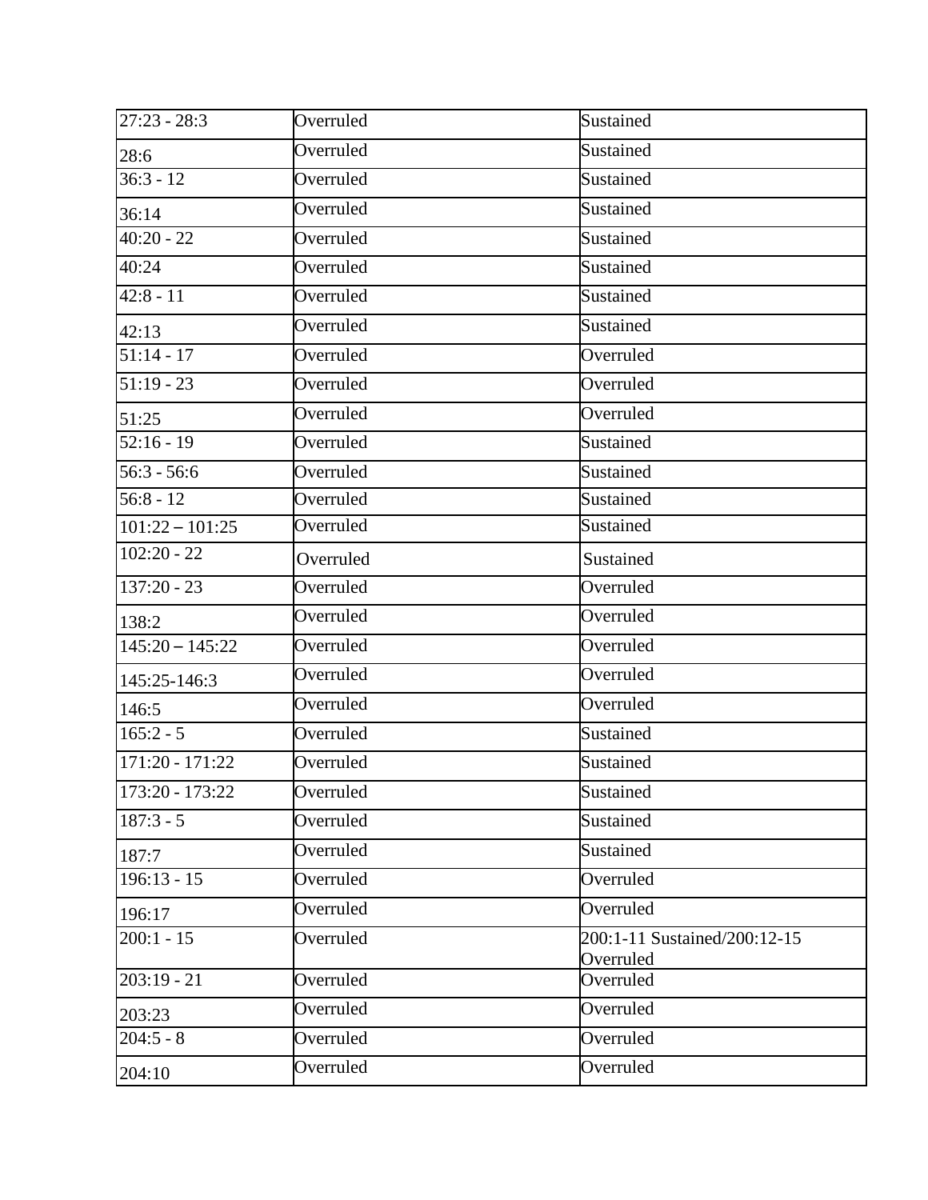| | | |
|---|---|---|
| 27:23 - 28:3 | Overruled | Sustained |
| 28:6 | Overruled | Sustained |
| 36:3 - 12 | Overruled | Sustained |
| 36:14 | Overruled | Sustained |
| 40:20 - 22 | Overruled | Sustained |
| 40:24 | Overruled | Sustained |
| 42:8 - 11 | Overruled | Sustained |
| 42:13 | Overruled | Sustained |
| 51:14 - 17 | Overruled | Overruled |
| 51:19 - 23 | Overruled | Overruled |
| 51:25 | Overruled | Overruled |
| 52:16 - 19 | Overruled | Sustained |
| 56:3 - 56:6 | Overruled | Sustained |
| 56:8 - 12 | Overruled | Sustained |
| 101:22 – 101:25 | Overruled | Sustained |
| 102:20 - 22 | Overruled | Sustained |
| 137:20 - 23 | Overruled | Overruled |
| 138:2 | Overruled | Overruled |
| 145:20 – 145:22 | Overruled | Overruled |
| 145:25-146:3 | Overruled | Overruled |
| 146:5 | Overruled | Overruled |
| 165:2 - 5 | Overruled | Sustained |
| 171:20 - 171:22 | Overruled | Sustained |
| 173:20 - 173:22 | Overruled | Sustained |
| 187:3 - 5 | Overruled | Sustained |
| 187:7 | Overruled | Sustained |
| 196:13 - 15 | Overruled | Overruled |
| 196:17 | Overruled | Overruled |
| 200:1 - 15 | Overruled | 200:1-11 Sustained/200:12-15 Overruled |
| 203:19 - 21 | Overruled | Overruled |
| 203:23 | Overruled | Overruled |
| 204:5 - 8 | Overruled | Overruled |
| 204:10 | Overruled | Overruled |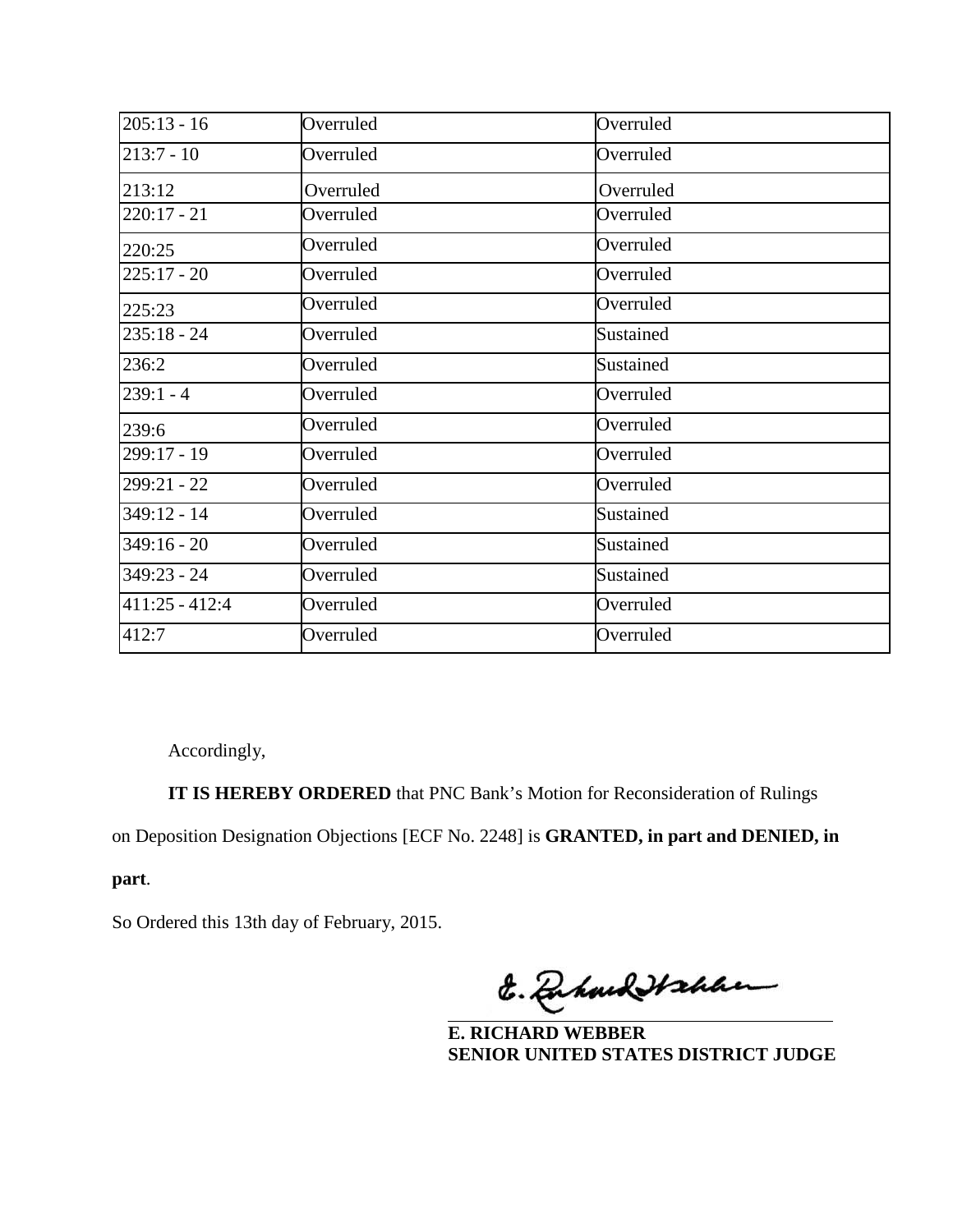| | | |
|---|---|---|
| 205:13 - 16 | Overruled | Overruled |
| 213:7 - 10 | Overruled | Overruled |
| 213:12 | Overruled | Overruled |
| 220:17 - 21 | Overruled | Overruled |
| 220:25 | Overruled | Overruled |
| 225:17 - 20 | Overruled | Overruled |
| 225:23 | Overruled | Overruled |
| 235:18 - 24 | Overruled | Sustained |
| 236:2 | Overruled | Sustained |
| 239:1 - 4 | Overruled | Overruled |
| 239:6 | Overruled | Overruled |
| 299:17 - 19 | Overruled | Overruled |
| 299:21 - 22 | Overruled | Overruled |
| 349:12 - 14 | Overruled | Sustained |
| 349:16 - 20 | Overruled | Sustained |
| 349:23 - 24 | Overruled | Sustained |
| 411:25 - 412:4 | Overruled | Overruled |
| 412:7 | Overruled | Overruled |

Accordingly,

**IT IS HEREBY ORDERED** that PNC Bank's Motion for Reconsideration of Rulings on Deposition Designation Objections [ECF No. 2248] is **GRANTED, in part and DENIED, in part**.

So Ordered this 13th day of February, 2015.

**E. RICHARD WEBBER**
**SENIOR UNITED STATES DISTRICT JUDGE**